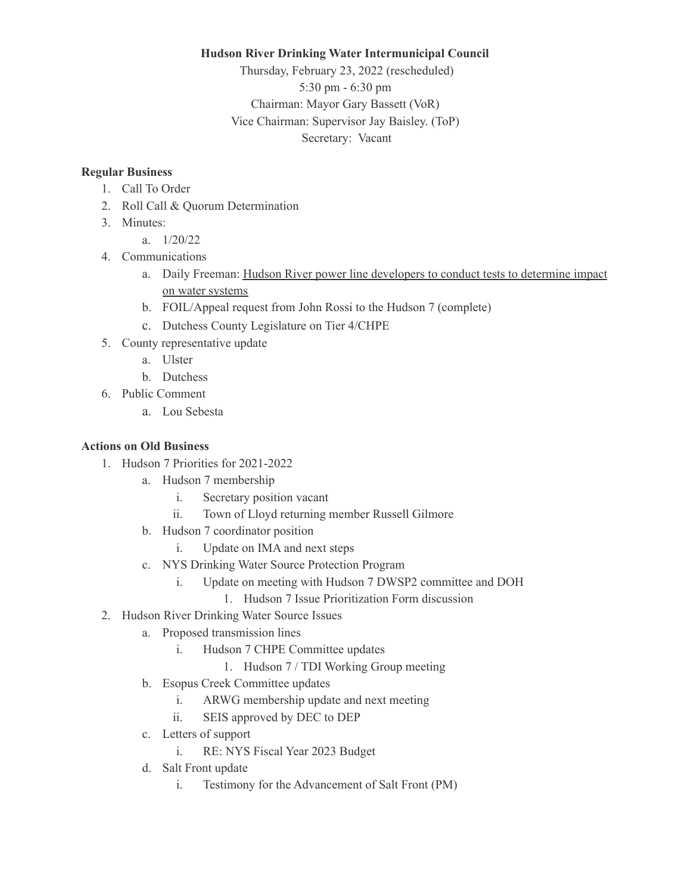**Hudson River Drinking Water Intermunicipal Council**

Thursday, February 23, 2022 (rescheduled)
5:30 pm - 6:30 pm
Chairman: Mayor Gary Bassett (VoR)
Vice Chairman: Supervisor Jay Baisley. (ToP)
Secretary: Vacant

**Regular Business**

1. Call To Order
2. Roll Call & Quorum Determination
3. Minutes:
   a. 1/20/22
4. Communications
   a. Daily Freeman: Hudson River power line developers to conduct tests to determine impact on water systems
   b. FOIL/Appeal request from John Rossi to the Hudson 7 (complete)
   c. Dutchess County Legislature on Tier 4/CHPE
5. County representative update
   a. Ulster
   b. Dutchess
6. Public Comment
   a. Lou Sebesta

**Actions on Old Business**

1. Hudson 7 Priorities for 2021-2022
   a. Hudson 7 membership
      i. Secretary position vacant
      ii. Town of Lloyd returning member Russell Gilmore
   b. Hudson 7 coordinator position
      i. Update on IMA and next steps
   c. NYS Drinking Water Source Protection Program
      i. Update on meeting with Hudson 7 DWSP2 committee and DOH
         1. Hudson 7 Issue Prioritization Form discussion
2. Hudson River Drinking Water Source Issues
   a. Proposed transmission lines
      i. Hudson 7 CHPE Committee updates
         1. Hudson 7 / TDI Working Group meeting
   b. Esopus Creek Committee updates
      i. ARWG membership update and next meeting
      ii. SEIS approved by DEC to DEP
   c. Letters of support
      i. RE: NYS Fiscal Year 2023 Budget
   d. Salt Front update
      i. Testimony for the Advancement of Salt Front (PM)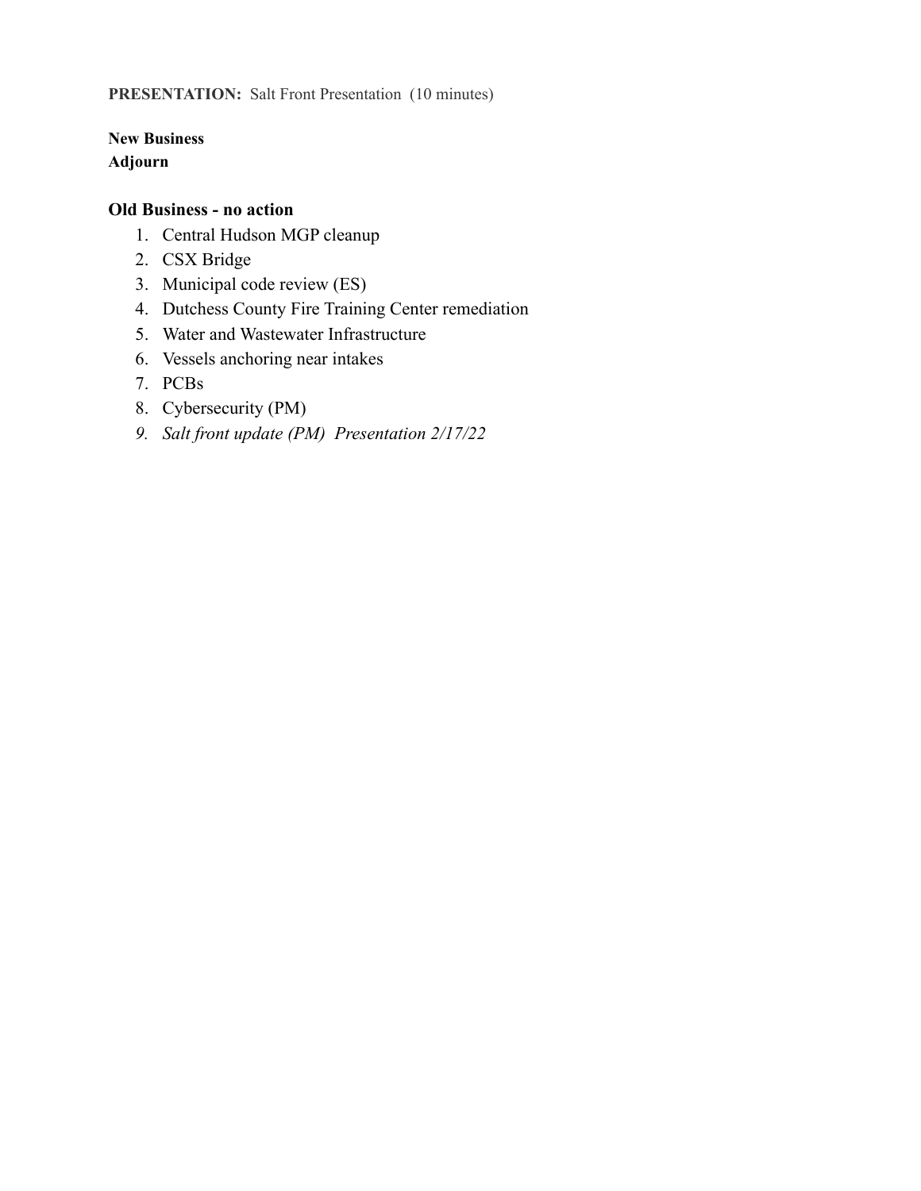**PRESENTATION:** Salt Front Presentation (10 minutes)

**New Business**
**Adjourn**

**Old Business - no action**

1. Central Hudson MGP cleanup
2. CSX Bridge
3. Municipal code review (ES)
4. Dutchess County Fire Training Center remediation
5. Water and Wastewater Infrastructure
6. Vessels anchoring near intakes
7. PCBs
8. Cybersecurity (PM)
9. *Salt front update (PM) Presentation 2/17/22*